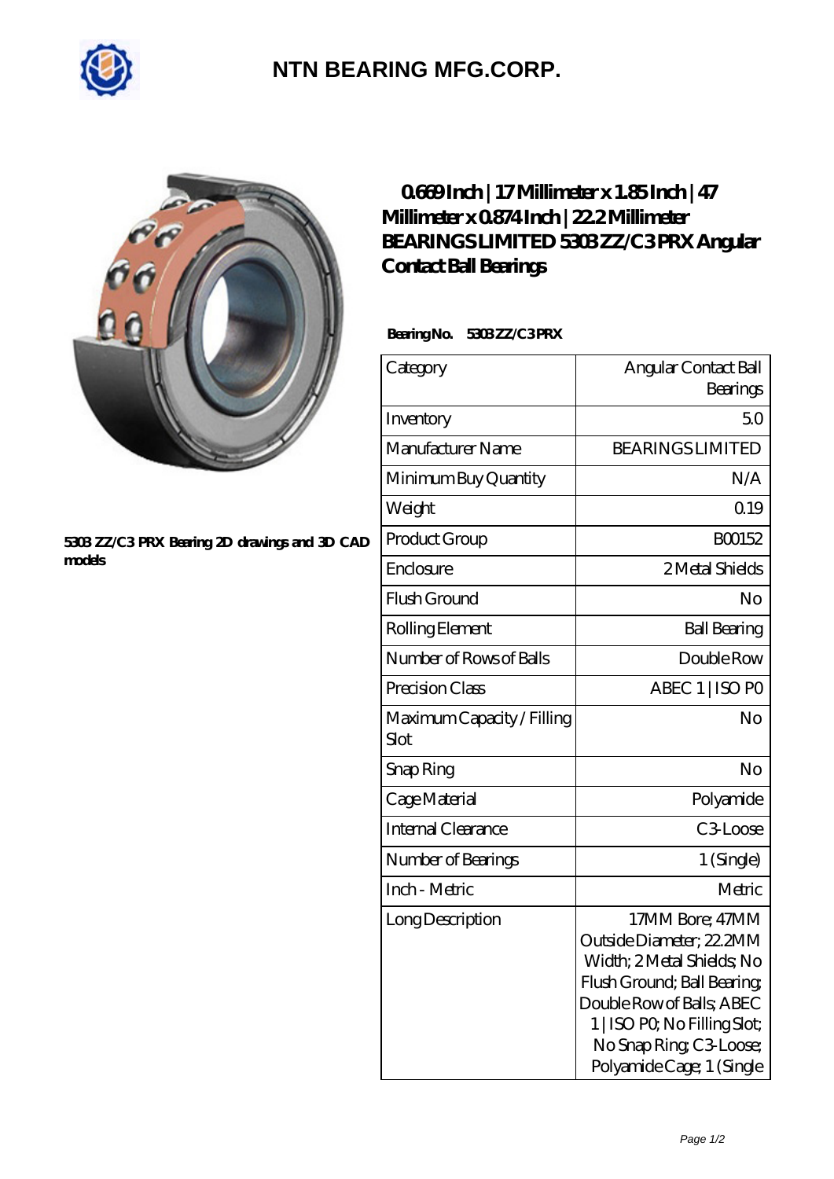# NTN BEARING MFG.CORP.

5303 ZZ/C3 PRX Bearing 2D drawings and 3D CAD models

## 0.669 Inch | 17 Millimeter x 1.85 Inch | 47 Millimeter x 0.874 Inch | 22.2 Millimeter BEARINGS LIMITED 5303 ZZ/C3 PRX Angular Contact Ball Bearings

**Bearing No.** 5303 ZZ/C3 PRX

| Category | Angular Contact Ball Bearings |
|---|---|
| Inventory | 5.0 |
| Manufacturer Name | BEARINGS LIMITED |
| Minimum Buy Quantity | N/A |
| Weight | 0.19 |
| Product Group | B00152 |
| Enclosure | 2 Metal Shields |
| Flush Ground | No |
| Rolling Element | Ball Bearing |
| Number of Rows of Balls | Double Row |
| Precision Class | ABEC 1 \| ISO P0 |
| Maximum Capacity / Filling Slot | No |
| Snap Ring | No |
| Cage Material | Polyamide |
| Internal Clearance | C3-Loose |
| Number of Bearings | 1 (Single) |
| Inch - Metric | Metric |
| Long Description | 17MM Bore; 47MM Outside Diameter; 22.2MM Width; 2 Metal Shields; No Flush Ground; Ball Bearing; Double Row of Balls; ABEC 1 \| ISO P0; No Filling Slot; No Snap Ring; C3-Loose; Polyamide Cage; 1 (Single |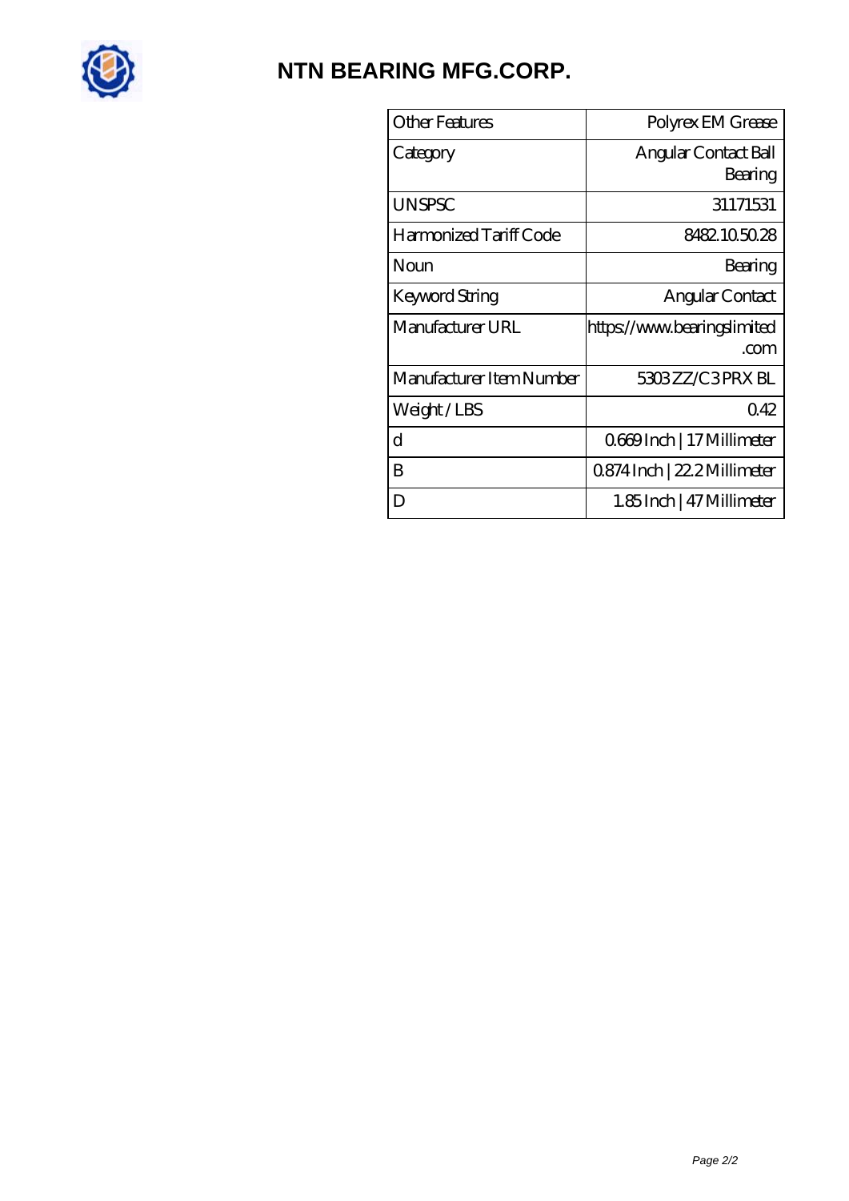# NTN BEARING MFG.CORP.

| | |
|---|---|
| Other Features | Polyrex EM Grease |
| Category | Angular Contact Ball Bearing |
| UNSPSC | 31171531 |
| Harmonized Tariff Code | 8482.10.50.28 |
| Noun | Bearing |
| Keyword String | Angular Contact |
| Manufacturer URL | https://www.bearingslimited.com |
| Manufacturer Item Number | 5303 ZZ/C3 PRX BL |
| Weight / LBS | 0.42 |
| d | 0.669 Inch \| 17 Millimeter |
| B | 0.874 Inch \| 22.2 Millimeter |
| D | 1.85 Inch \| 47 Millimeter |